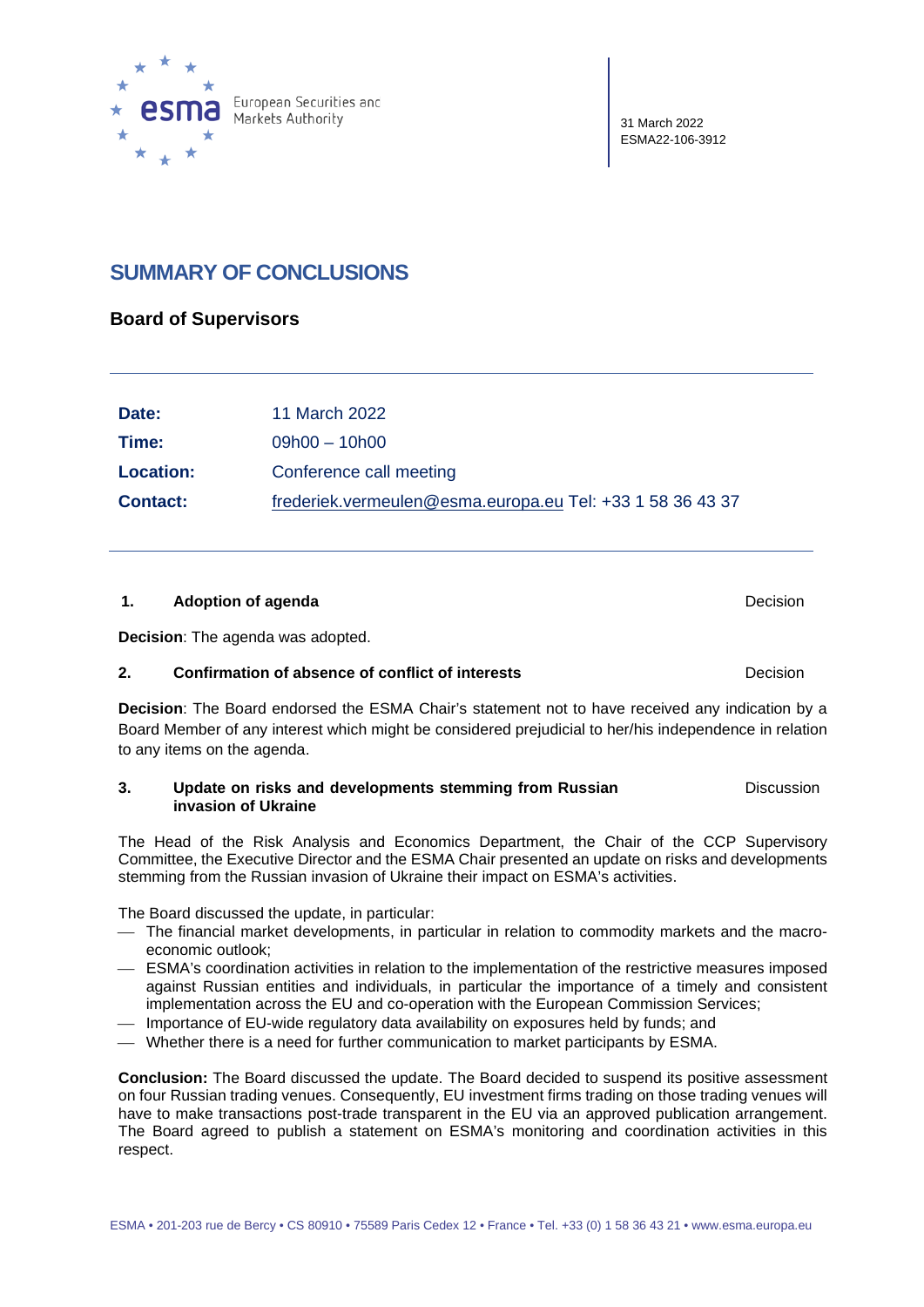European Securities and Markets Authority

31 March 2022
ESMA22-106-3912

# SUMMARY OF CONCLUSIONS

## Board of Supervisors

| | |
|---|---|
| **Date:** | 11 March 2022 |
| **Time:** | 09h00 – 10h00 |
| **Location:** | Conference call meeting |
| **Contact:** | frederiek.vermeulen@esma.europa.eu Tel: +33 1 58 36 43 37 |

### 1. Adoption of agenda — Decision

**Decision**: The agenda was adopted.

### 2. Confirmation of absence of conflict of interests — Decision

**Decision**: The Board endorsed the ESMA Chair's statement not to have received any indication by a Board Member of any interest which might be considered prejudicial to her/his independence in relation to any items on the agenda.

### 3. Update on risks and developments stemming from Russian invasion of Ukraine — Discussion

The Head of the Risk Analysis and Economics Department, the Chair of the CCP Supervisory Committee, the Executive Director and the ESMA Chair presented an update on risks and developments stemming from the Russian invasion of Ukraine their impact on ESMA's activities.

The Board discussed the update, in particular:

- The financial market developments, in particular in relation to commodity markets and the macro-economic outlook;
- ESMA's coordination activities in relation to the implementation of the restrictive measures imposed against Russian entities and individuals, in particular the importance of a timely and consistent implementation across the EU and co-operation with the European Commission Services;
- Importance of EU-wide regulatory data availability on exposures held by funds; and
- Whether there is a need for further communication to market participants by ESMA.

**Conclusion:** The Board discussed the update. The Board decided to suspend its positive assessment on four Russian trading venues. Consequently, EU investment firms trading on those trading venues will have to make transactions post-trade transparent in the EU via an approved publication arrangement. The Board agreed to publish a statement on ESMA's monitoring and coordination activities in this respect.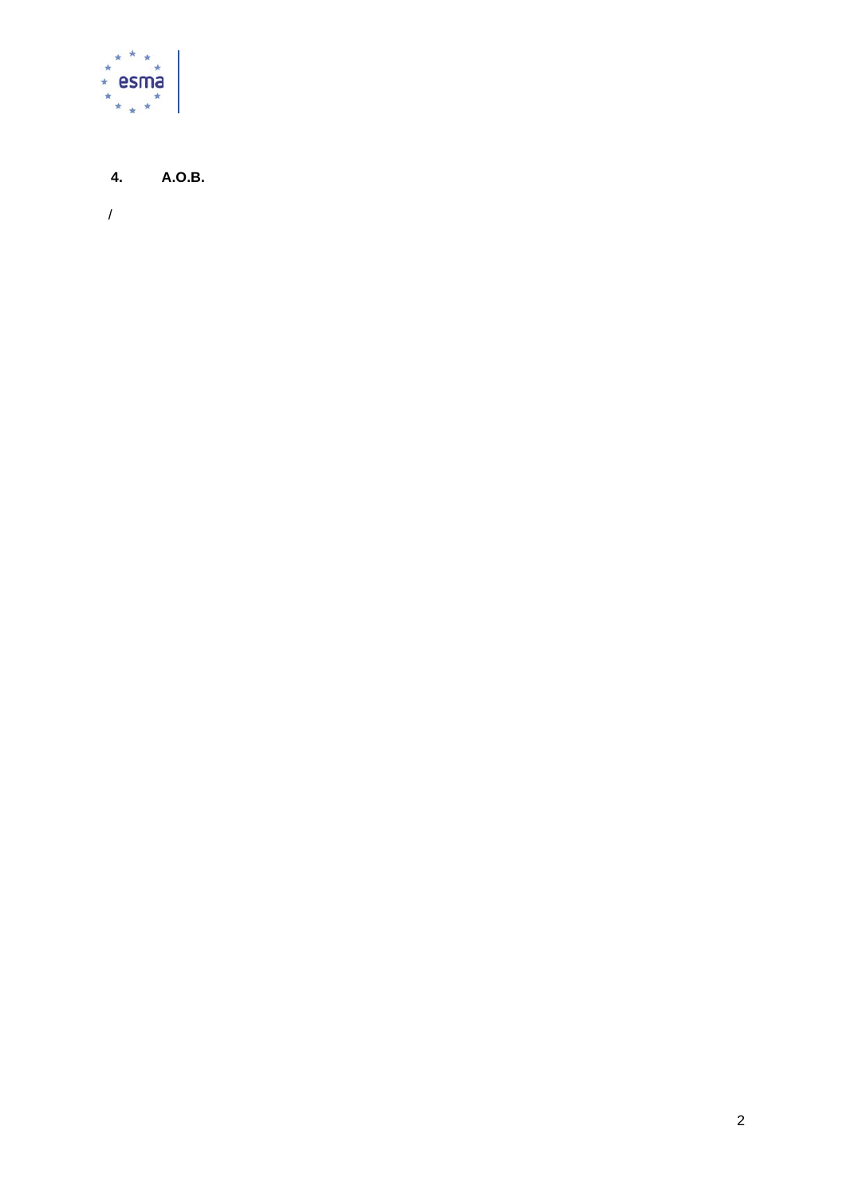**4. A.O.B.**

/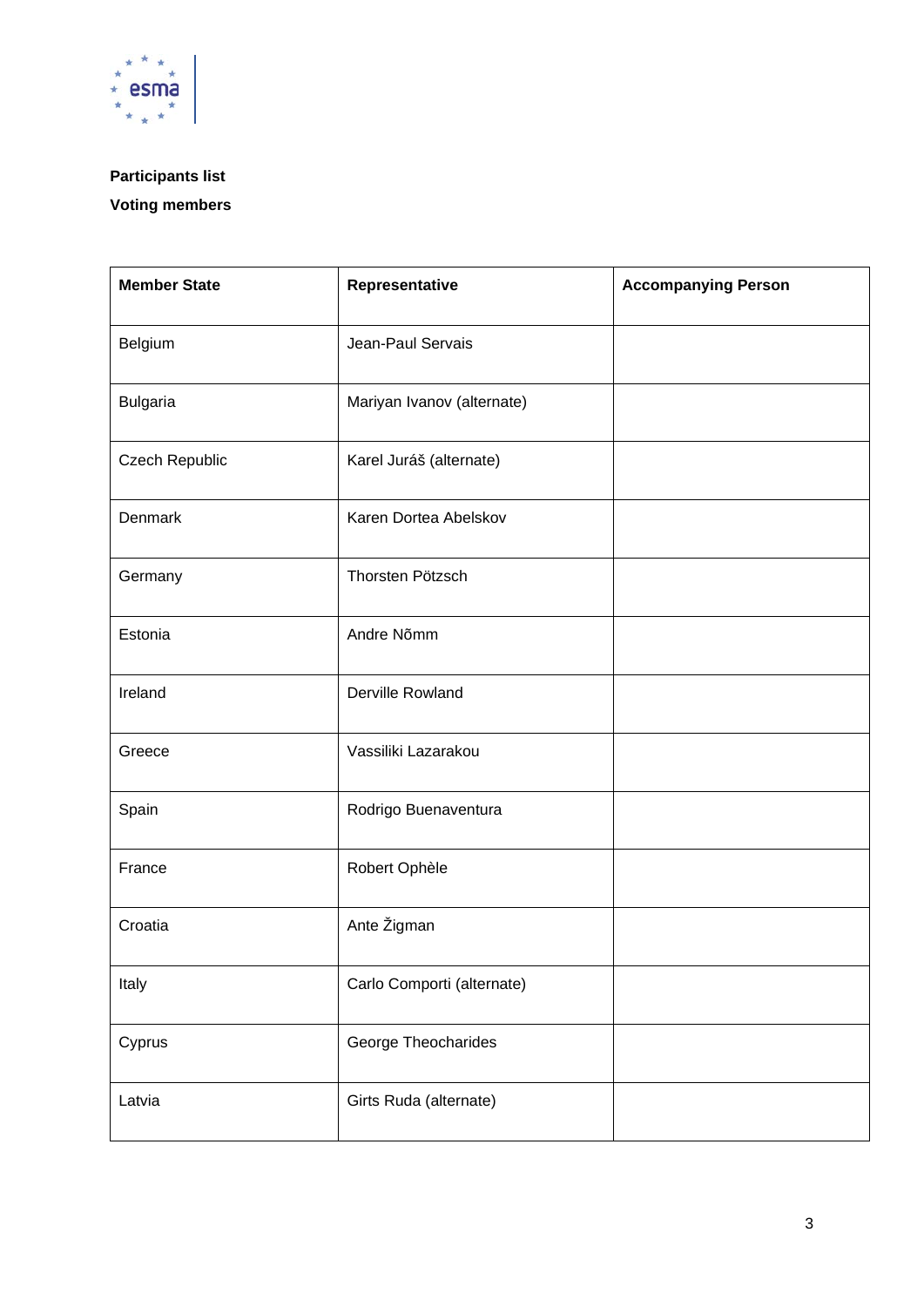**Participants list**

**Voting members**

| Member State | Representative | Accompanying Person |
|---|---|---|
| Belgium | Jean-Paul Servais | |
| Bulgaria | Mariyan Ivanov (alternate) | |
| Czech Republic | Karel Juráš (alternate) | |
| Denmark | Karen Dortea Abelskov | |
| Germany | Thorsten Pötzsch | |
| Estonia | Andre Nõmm | |
| Ireland | Derville Rowland | |
| Greece | Vassiliki Lazarakou | |
| Spain | Rodrigo Buenaventura | |
| France | Robert Ophèle | |
| Croatia | Ante Žigman | |
| Italy | Carlo Comporti (alternate) | |
| Cyprus | George Theocharides | |
| Latvia | Girts Ruda (alternate) | |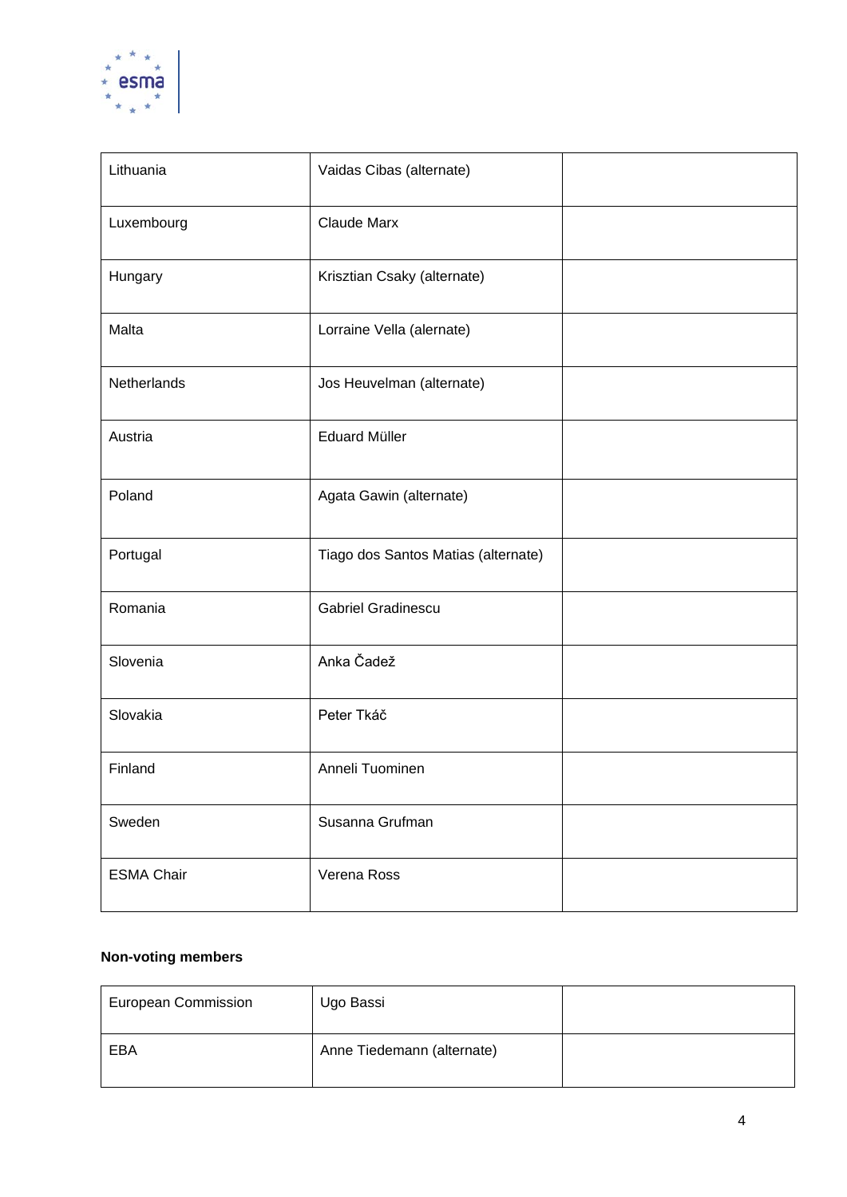| | | |
|---|---|---|
| Lithuania | Vaidas Cibas (alternate) | |
| Luxembourg | Claude Marx | |
| Hungary | Krisztian Csaky (alternate) | |
| Malta | Lorraine Vella (alernate) | |
| Netherlands | Jos Heuvelman (alternate) | |
| Austria | Eduard Müller | |
| Poland | Agata Gawin (alternate) | |
| Portugal | Tiago dos Santos Matias (alternate) | |
| Romania | Gabriel Gradinescu | |
| Slovenia | Anka Čadež | |
| Slovakia | Peter Tkáč | |
| Finland | Anneli Tuominen | |
| Sweden | Susanna Grufman | |
| ESMA Chair | Verena Ross | |

**Non-voting members**

| | | |
|---|---|---|
| European Commission | Ugo Bassi | |
| EBA | Anne Tiedemann (alternate) | |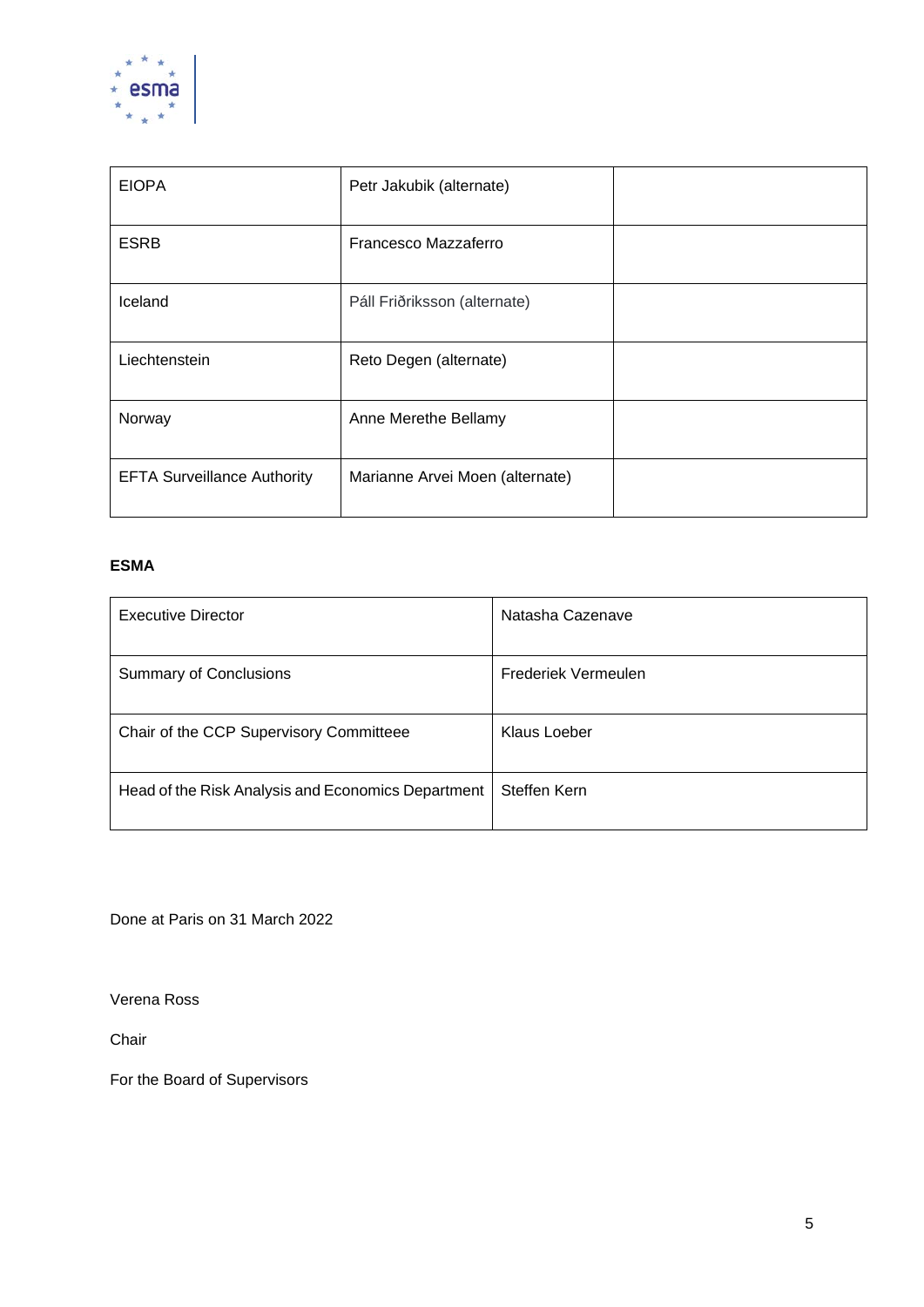| EIOPA | Petr Jakubik (alternate) | |
|---|---|---|
| ESRB | Francesco Mazzaferro | |
| Iceland | Páll Friðriksson (alternate) | |
| Liechtenstein | Reto Degen (alternate) | |
| Norway | Anne Merethe Bellamy | |
| EFTA Surveillance Authority | Marianne Arvei Moen (alternate) | |

**ESMA**

| Executive Director | Natasha Cazenave |
|---|---|
| Summary of Conclusions | Frederiek Vermeulen |
| Chair of the CCP Supervisory Committeee | Klaus Loeber |
| Head of the Risk Analysis and Economics Department | Steffen Kern |

Done at Paris on 31 March 2022

Verena Ross

Chair

For the Board of Supervisors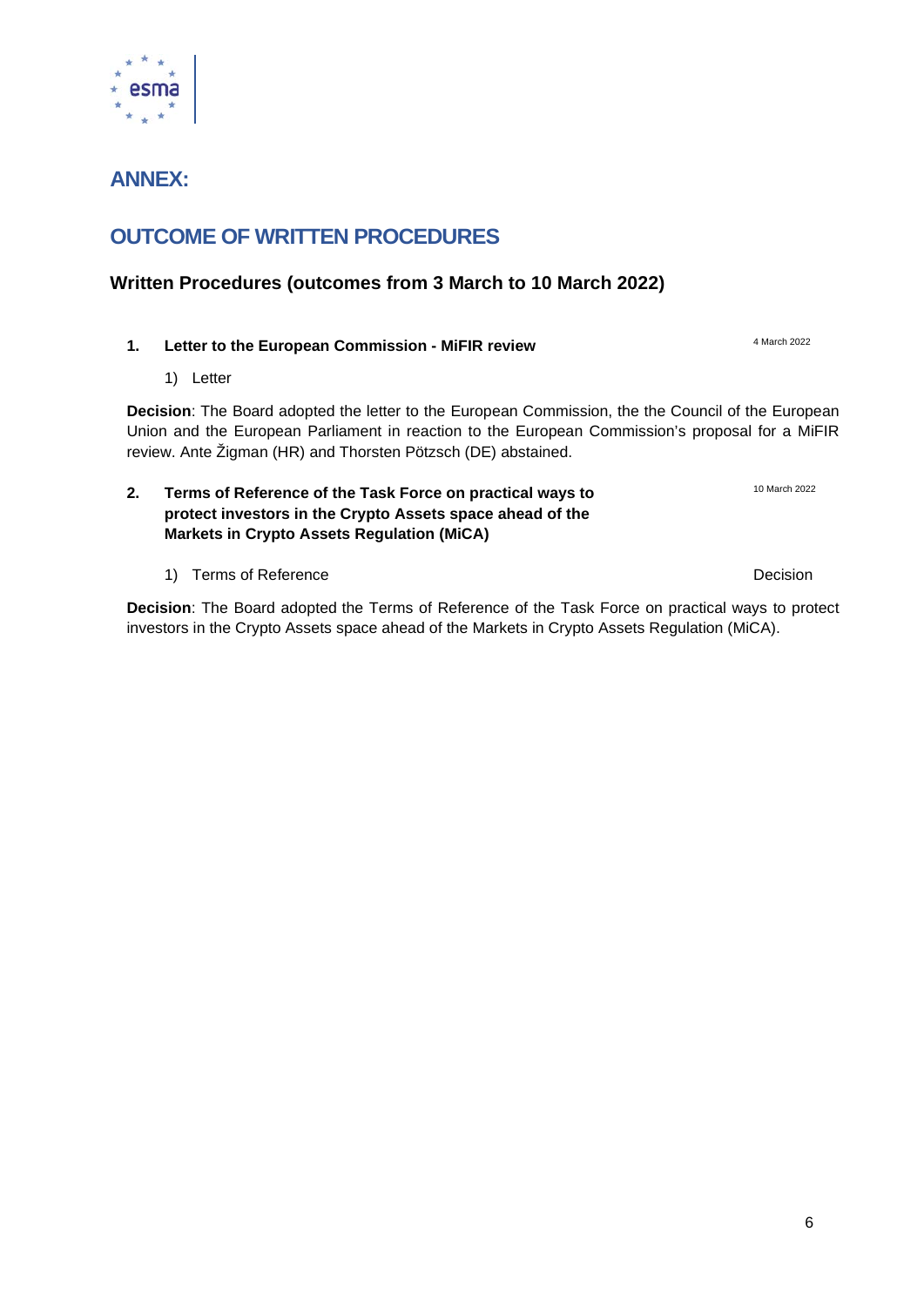# ANNEX:

# OUTCOME OF WRITTEN PROCEDURES

## Written Procedures (outcomes from 3 March to 10 March 2022)

**1. Letter to the European Commission - MiFIR review** 4 March 2022

1) Letter

**Decision**: The Board adopted the letter to the European Commission, the the Council of the European Union and the European Parliament in reaction to the European Commission's proposal for a MiFIR review. Ante Žigman (HR) and Thorsten Pötzsch (DE) abstained.

**2. Terms of Reference of the Task Force on practical ways to protect investors in the Crypto Assets space ahead of the Markets in Crypto Assets Regulation (MiCA)** 10 March 2022

1) Terms of Reference Decision

**Decision**: The Board adopted the Terms of Reference of the Task Force on practical ways to protect investors in the Crypto Assets space ahead of the Markets in Crypto Assets Regulation (MiCA).